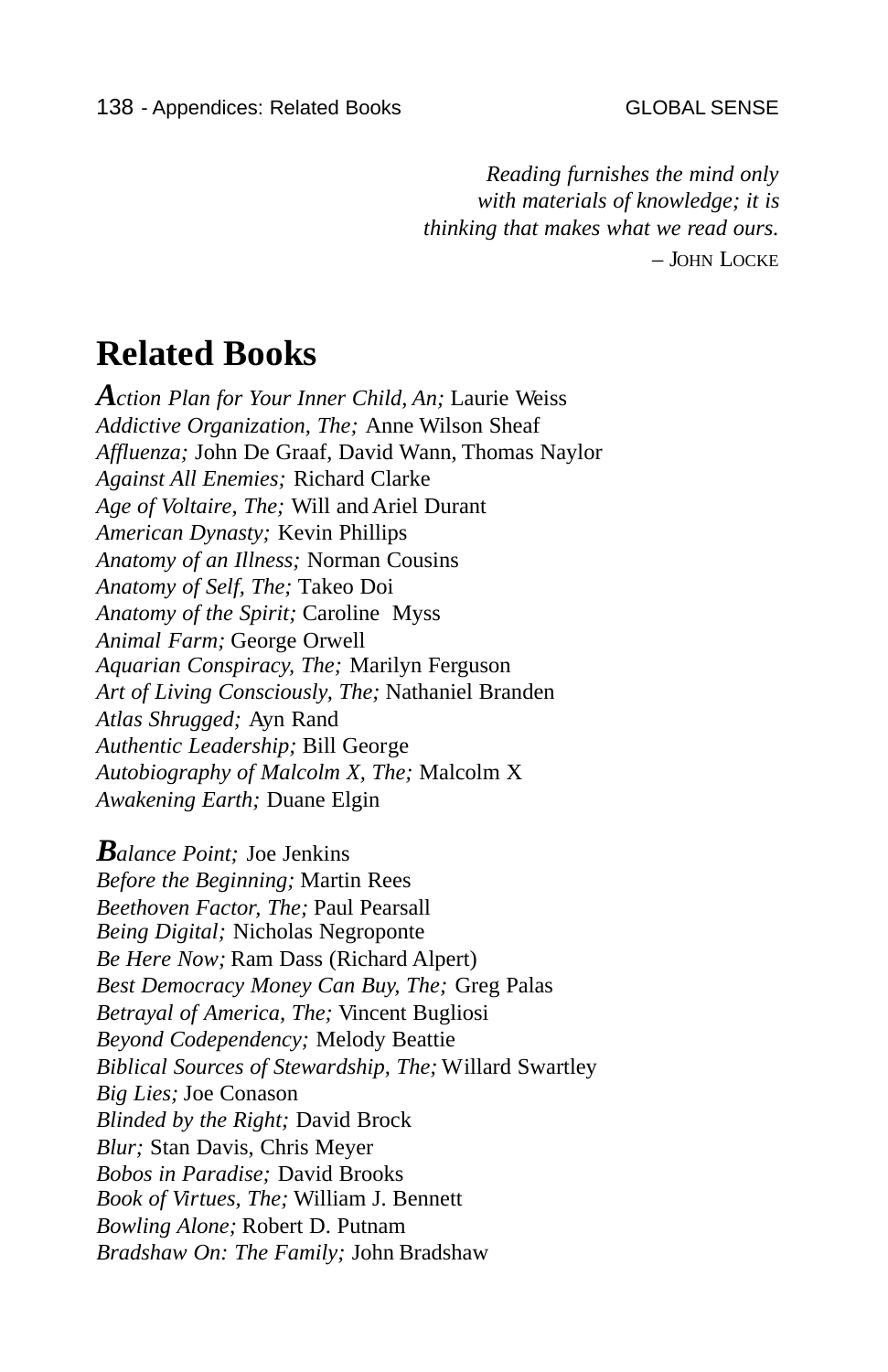*Reading furnishes the mind only*
*with materials of knowledge; it is*
*thinking that makes what we read ours.*
– JOHN LOCKE

# Related Books

***A****ction Plan for Your Inner Child, An;* Laurie Weiss
*Addictive Organization, The;* Anne Wilson Sheaf
*Affluenza;* John De Graaf, David Wann, Thomas Naylor
*Against All Enemies;* Richard Clarke
*Age of Voltaire, The;* Will and Ariel Durant
*American Dynasty;* Kevin Phillips
*Anatomy of an Illness;* Norman Cousins
*Anatomy of Self, The;* Takeo Doi
*Anatomy of the Spirit;* Caroline Myss
*Animal Farm;* George Orwell
*Aquarian Conspiracy, The;* Marilyn Ferguson
*Art of Living Consciously, The;* Nathaniel Branden
*Atlas Shrugged;* Ayn Rand
*Authentic Leadership;* Bill George
*Autobiography of Malcolm X, The;* Malcolm X
*Awakening Earth;* Duane Elgin

***B****alance Point;* Joe Jenkins
*Before the Beginning;* Martin Rees
*Beethoven Factor, The;* Paul Pearsall
*Being Digital;* Nicholas Negroponte
*Be Here Now;* Ram Dass (Richard Alpert)
*Best Democracy Money Can Buy, The;* Greg Palas
*Betrayal of America, The;* Vincent Bugliosi
*Beyond Codependency;* Melody Beattie
*Biblical Sources of Stewardship, The;* Willard Swartley
*Big Lies;* Joe Conason
*Blinded by the Right;* David Brock
*Blur;* Stan Davis, Chris Meyer
*Bobos in Paradise;* David Brooks
*Book of Virtues, The;* William J. Bennett
*Bowling Alone;* Robert D. Putnam
*Bradshaw On: The Family;* John Bradshaw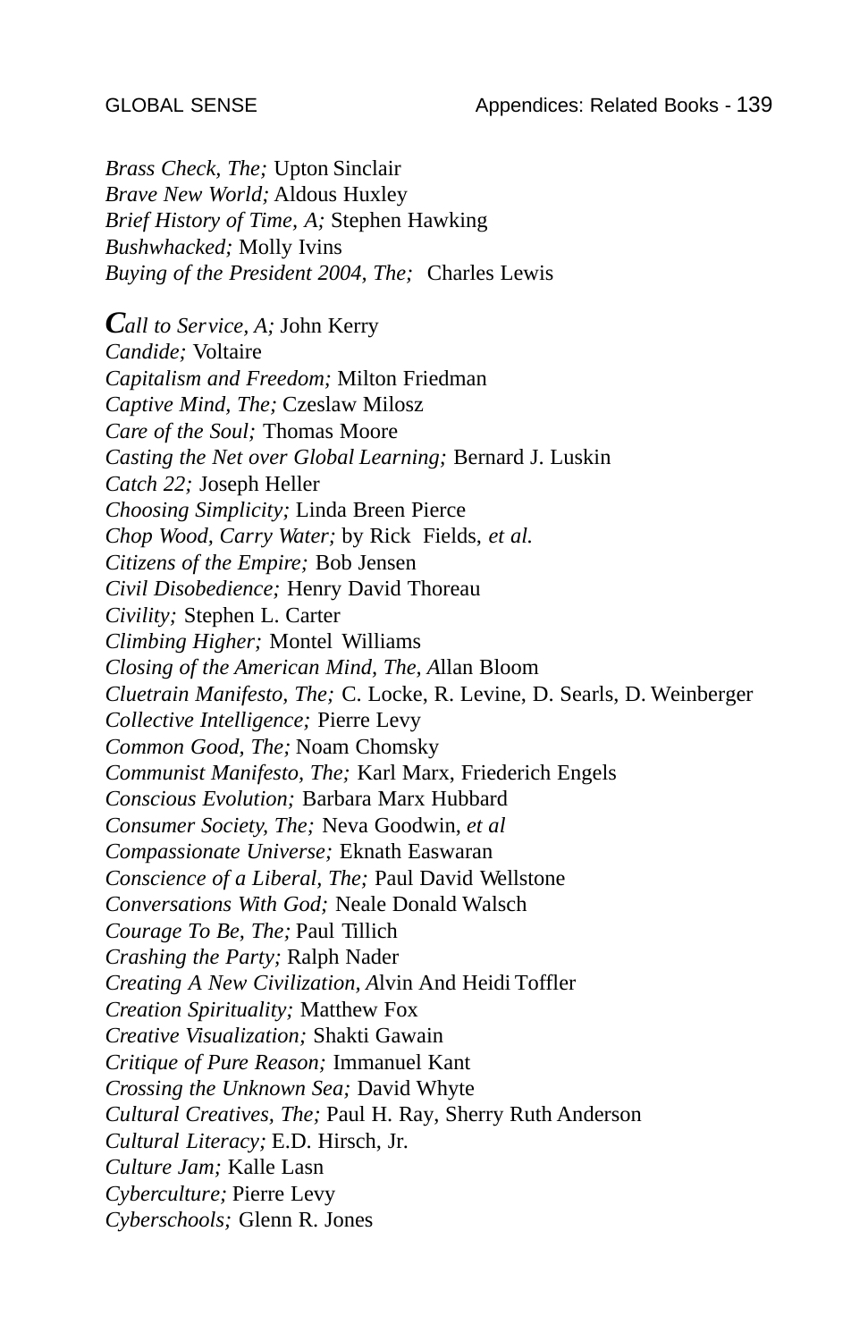*Brass Check, The;* Upton Sinclair
*Brave New World;* Aldous Huxley
*Brief History of Time, A;* Stephen Hawking
*Bushwhacked;* Molly Ivins
*Buying of the President 2004, The;* Charles Lewis

***C****all to Service, A;* John Kerry
*Candide;* Voltaire
*Capitalism and Freedom;* Milton Friedman
*Captive Mind, The;* Czeslaw Milosz
*Care of the Soul;* Thomas Moore
*Casting the Net over Global Learning;* Bernard J. Luskin
*Catch 22;* Joseph Heller
*Choosing Simplicity;* Linda Breen Pierce
*Chop Wood, Carry Water;* by Rick Fields, *et al.*
*Citizens of the Empire;* Bob Jensen
*Civil Disobedience;* Henry David Thoreau
*Civility;* Stephen L. Carter
*Climbing Higher;* Montel Williams
*Closing of the American Mind, The, A*llan Bloom
*Cluetrain Manifesto, The;* C. Locke, R. Levine, D. Searls, D. Weinberger
*Collective Intelligence;* Pierre Levy
*Common Good, The;* Noam Chomsky
*Communist Manifesto, The;* Karl Marx, Friederich Engels
*Conscious Evolution;* Barbara Marx Hubbard
*Consumer Society, The;* Neva Goodwin, *et al*
*Compassionate Universe;* Eknath Easwaran
*Conscience of a Liberal, The;* Paul David Wellstone
*Conversations With God;* Neale Donald Walsch
*Courage To Be, The;* Paul Tillich
*Crashing the Party;* Ralph Nader
*Creating A New Civilization, A*lvin And Heidi Toffler
*Creation Spirituality;* Matthew Fox
*Creative Visualization;* Shakti Gawain
*Critique of Pure Reason;* Immanuel Kant
*Crossing the Unknown Sea;* David Whyte
*Cultural Creatives, The;* Paul H. Ray, Sherry Ruth Anderson
*Cultural Literacy;* E.D. Hirsch, Jr.
*Culture Jam;* Kalle Lasn
*Cyberculture;* Pierre Levy
*Cyberschools;* Glenn R. Jones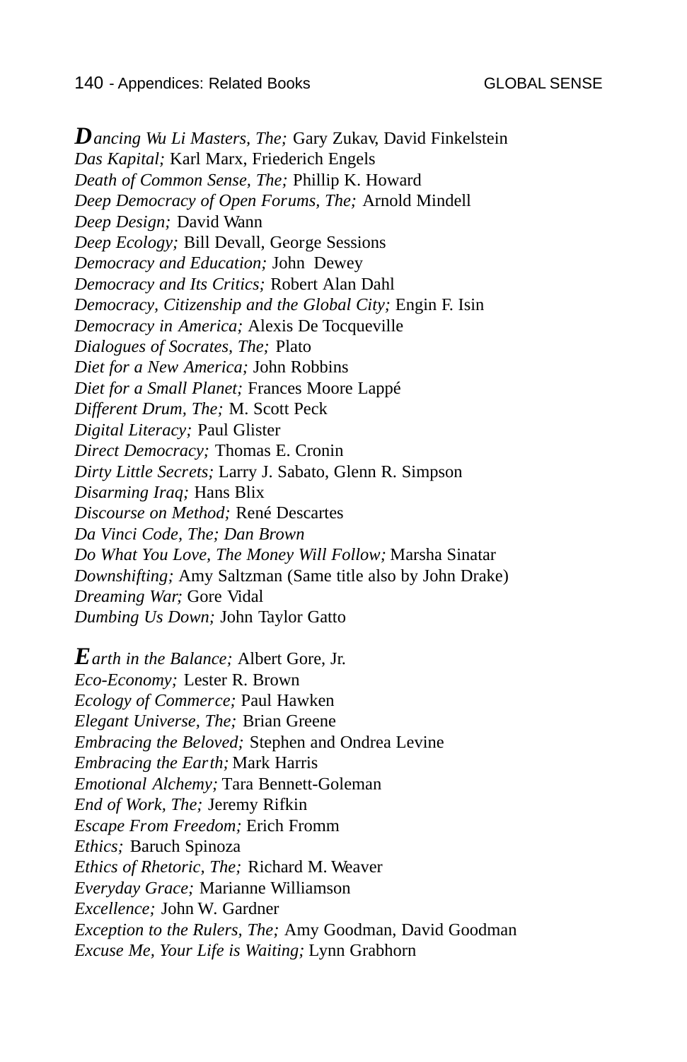*Dancing Wu Li Masters, The;* Gary Zukav, David Finkelstein
*Das Kapital;* Karl Marx, Friederich Engels
*Death of Common Sense, The;* Phillip K. Howard
*Deep Democracy of Open Forums, The;* Arnold Mindell
*Deep Design;* David Wann
*Deep Ecology;* Bill Devall, George Sessions
*Democracy and Education;* John Dewey
*Democracy and Its Critics;* Robert Alan Dahl
*Democracy, Citizenship and the Global City;* Engin F. Isin
*Democracy in America;* Alexis De Tocqueville
*Dialogues of Socrates, The;* Plato
*Diet for a New America;* John Robbins
*Diet for a Small Planet;* Frances Moore Lappé
*Different Drum, The;* M. Scott Peck
*Digital Literacy;* Paul Glister
*Direct Democracy;* Thomas E. Cronin
*Dirty Little Secrets;* Larry J. Sabato, Glenn R. Simpson
*Disarming Iraq;* Hans Blix
*Discourse on Method;* René Descartes
*Da Vinci Code, The; Dan Brown*
*Do What You Love, The Money Will Follow;* Marsha Sinatar
*Downshifting;* Amy Saltzman (Same title also by John Drake)
*Dreaming War;* Gore Vidal
*Dumbing Us Down;* John Taylor Gatto

*Earth in the Balance;* Albert Gore, Jr.
*Eco-Economy;* Lester R. Brown
*Ecology of Commerce;* Paul Hawken
*Elegant Universe, The;* Brian Greene
*Embracing the Beloved;* Stephen and Ondrea Levine
*Embracing the Earth;* Mark Harris
*Emotional Alchemy;* Tara Bennett-Goleman
*End of Work, The;* Jeremy Rifkin
*Escape From Freedom;* Erich Fromm
*Ethics;* Baruch Spinoza
*Ethics of Rhetoric, The;* Richard M. Weaver
*Everyday Grace;* Marianne Williamson
*Excellence;* John W. Gardner
*Exception to the Rulers, The;* Amy Goodman, David Goodman
*Excuse Me, Your Life is Waiting;* Lynn Grabhorn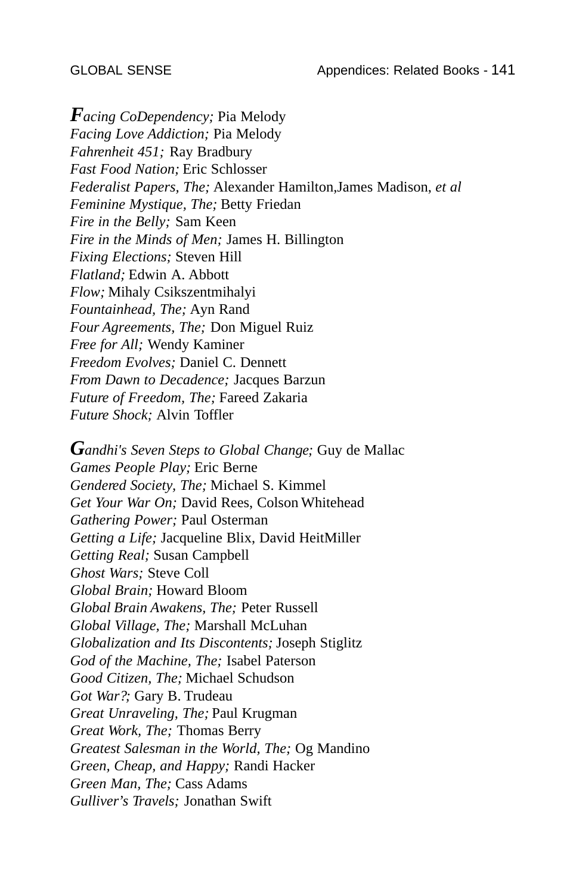***F****acing CoDependency;* Pia Melody
*Facing Love Addiction;* Pia Melody
*Fahrenheit 451;* Ray Bradbury
*Fast Food Nation;* Eric Schlosser
*Federalist Papers, The;* Alexander Hamilton,James Madison, *et al*
*Feminine Mystique, The;* Betty Friedan
*Fire in the Belly;* Sam Keen
*Fire in the Minds of Men;* James H. Billington
*Fixing Elections;* Steven Hill
*Flatland;* Edwin A. Abbott
*Flow;* Mihaly Csikszentmihalyi
*Fountainhead, The;* Ayn Rand
*Four Agreements, The;* Don Miguel Ruiz
*Free for All;* Wendy Kaminer
*Freedom Evolves;* Daniel C. Dennett
*From Dawn to Decadence;* Jacques Barzun
*Future of Freedom, The;* Fareed Zakaria
*Future Shock;* Alvin Toffler

***G****andhi's Seven Steps to Global Change;* Guy de Mallac
*Games People Play;* Eric Berne
*Gendered Society, The;* Michael S. Kimmel
*Get Your War On;* David Rees, Colson Whitehead
*Gathering Power;* Paul Osterman
*Getting a Life;* Jacqueline Blix, David HeitMiller
*Getting Real;* Susan Campbell
*Ghost Wars;* Steve Coll
*Global Brain;* Howard Bloom
*Global Brain Awakens, The;* Peter Russell
*Global Village, The;* Marshall McLuhan
*Globalization and Its Discontents;* Joseph Stiglitz
*God of the Machine, The;* Isabel Paterson
*Good Citizen, The;* Michael Schudson
*Got War?;* Gary B. Trudeau
*Great Unraveling, The;* Paul Krugman
*Great Work, The;* Thomas Berry
*Greatest Salesman in the World, The;* Og Mandino
*Green, Cheap, and Happy;* Randi Hacker
*Green Man, The;* Cass Adams
*Gulliver's Travels;* Jonathan Swift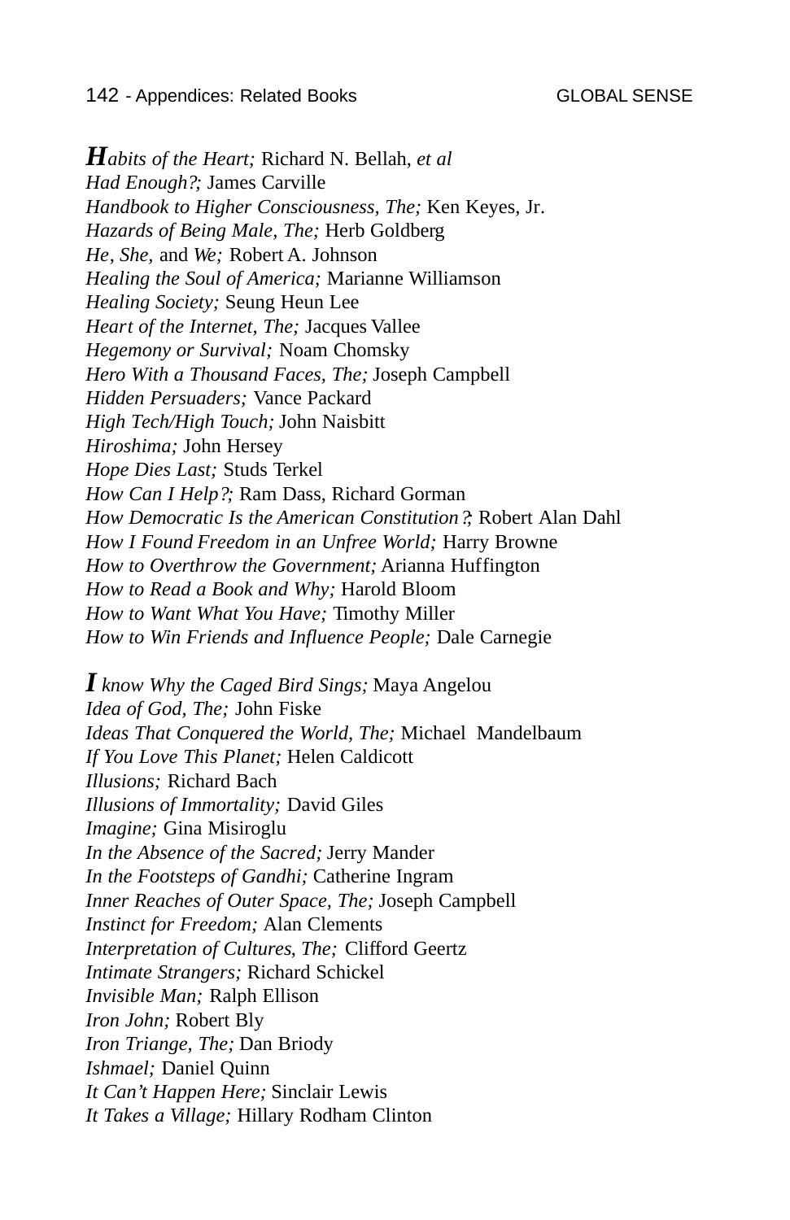***H**abits of the Heart;* Richard N. Bellah, *et al*
*Had Enough?*; James Carville
*Handbook to Higher Consciousness, The;* Ken Keyes, Jr.
*Hazards of Being Male, The;* Herb Goldberg
*He, She,* and *We;* Robert A. Johnson
*Healing the Soul of America;* Marianne Williamson
*Healing Society;* Seung Heun Lee
*Heart of the Internet, The;* Jacques Vallee
*Hegemony or Survival;* Noam Chomsky
*Hero With a Thousand Faces, The;* Joseph Campbell
*Hidden Persuaders;* Vance Packard
*High Tech/High Touch;* John Naisbitt
*Hiroshima;* John Hersey
*Hope Dies Last;* Studs Terkel
*How Can I Help?*; Ram Dass, Richard Gorman
*How Democratic Is the American Constitution?*; Robert Alan Dahl
*How I Found Freedom in an Unfree World;* Harry Browne
*How to Overthrow the Government;* Arianna Huffington
*How to Read a Book and Why;* Harold Bloom
*How to Want What You Have;* Timothy Miller
*How to Win Friends and Influence People;* Dale Carnegie

***I** know Why the Caged Bird Sings;* Maya Angelou
*Idea of God, The;* John Fiske
*Ideas That Conquered the World, The;* Michael Mandelbaum
*If You Love This Planet;* Helen Caldicott
*Illusions;* Richard Bach
*Illusions of Immortality;* David Giles
*Imagine;* Gina Misiroglu
*In the Absence of the Sacred;* Jerry Mander
*In the Footsteps of Gandhi;* Catherine Ingram
*Inner Reaches of Outer Space, The;* Joseph Campbell
*Instinct for Freedom;* Alan Clements
*Interpretation of Cultures, The;* Clifford Geertz
*Intimate Strangers;* Richard Schickel
*Invisible Man;* Ralph Ellison
*Iron John;* Robert Bly
*Iron Triange, The;* Dan Briody
*Ishmael;* Daniel Quinn
*It Can't Happen Here;* Sinclair Lewis
*It Takes a Village;* Hillary Rodham Clinton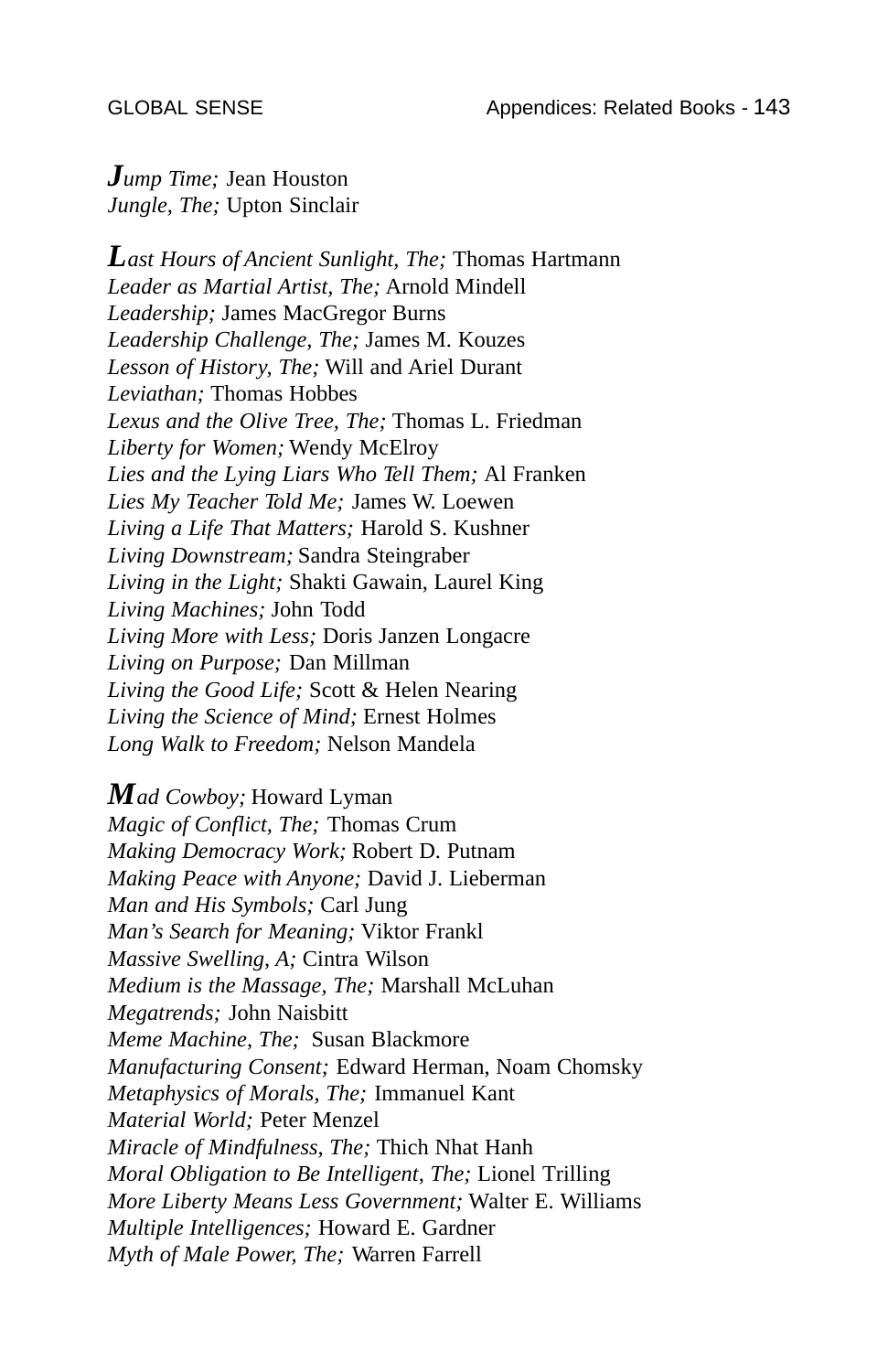***J****ump Time;* Jean Houston
*Jungle, The;* Upton Sinclair

***L****ast Hours of Ancient Sunlight, The;* Thomas Hartmann
*Leader as Martial Artist, The;* Arnold Mindell
*Leadership;* James MacGregor Burns
*Leadership Challenge, The;* James M. Kouzes
*Lesson of History, The;* Will and Ariel Durant
*Leviathan;* Thomas Hobbes
*Lexus and the Olive Tree, The;* Thomas L. Friedman
*Liberty for Women;* Wendy McElroy
*Lies and the Lying Liars Who Tell Them;* Al Franken
*Lies My Teacher Told Me;* James W. Loewen
*Living a Life That Matters;* Harold S. Kushner
*Living Downstream;* Sandra Steingraber
*Living in the Light;* Shakti Gawain, Laurel King
*Living Machines;* John Todd
*Living More with Less;* Doris Janzen Longacre
*Living on Purpose;* Dan Millman
*Living the Good Life;* Scott & Helen Nearing
*Living the Science of Mind;* Ernest Holmes
*Long Walk to Freedom;* Nelson Mandela

***M****ad Cowboy;* Howard Lyman
*Magic of Conflict, The;* Thomas Crum
*Making Democracy Work;* Robert D. Putnam
*Making Peace with Anyone;* David J. Lieberman
*Man and His Symbols;* Carl Jung
*Man's Search for Meaning;* Viktor Frankl
*Massive Swelling, A;* Cintra Wilson
*Medium is the Massage, The;* Marshall McLuhan
*Megatrends;* John Naisbitt
*Meme Machine, The;* Susan Blackmore
*Manufacturing Consent;* Edward Herman, Noam Chomsky
*Metaphysics of Morals, The;* Immanuel Kant
*Material World;* Peter Menzel
*Miracle of Mindfulness, The;* Thich Nhat Hanh
*Moral Obligation to Be Intelligent, The;* Lionel Trilling
*More Liberty Means Less Government;* Walter E. Williams
*Multiple Intelligences;* Howard E. Gardner
*Myth of Male Power, The;* Warren Farrell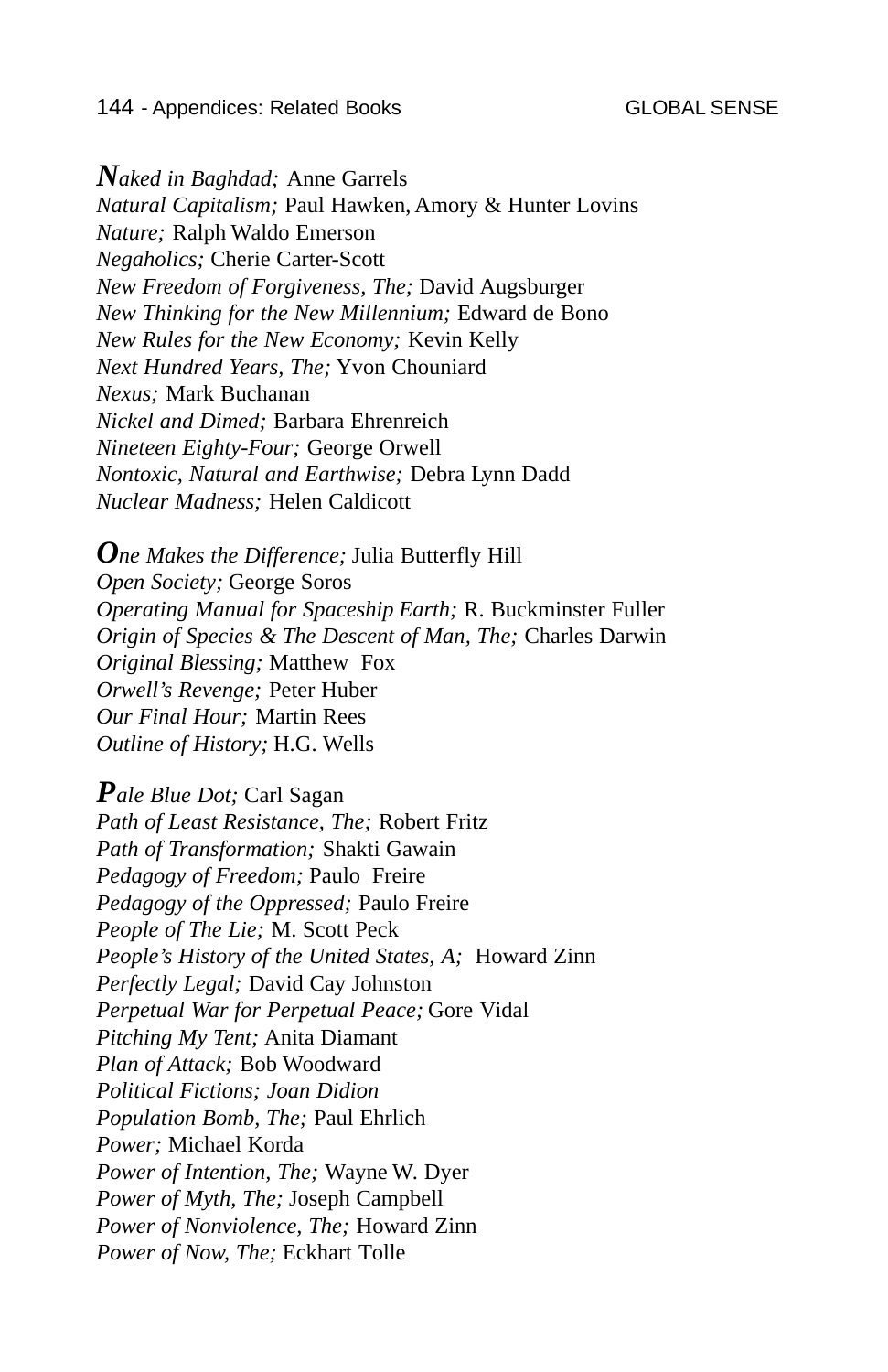***N****aked in Baghdad;* Anne Garrels
*Natural Capitalism;* Paul Hawken, Amory & Hunter Lovins
*Nature;* Ralph Waldo Emerson
*Negaholics;* Cherie Carter-Scott
*New Freedom of Forgiveness, The;* David Augsburger
*New Thinking for the New Millennium;* Edward de Bono
*New Rules for the New Economy;* Kevin Kelly
*Next Hundred Years, The;* Yvon Chouniard
*Nexus;* Mark Buchanan
*Nickel and Dimed;* Barbara Ehrenreich
*Nineteen Eighty-Four;* George Orwell
*Nontoxic, Natural and Earthwise;* Debra Lynn Dadd
*Nuclear Madness;* Helen Caldicott

***O****ne Makes the Difference;* Julia Butterfly Hill
*Open Society;* George Soros
*Operating Manual for Spaceship Earth;* R. Buckminster Fuller
*Origin of Species & The Descent of Man, The;* Charles Darwin
*Original Blessing;* Matthew Fox
*Orwell's Revenge;* Peter Huber
*Our Final Hour;* Martin Rees
*Outline of History;* H.G. Wells

***P****ale Blue Dot;* Carl Sagan
*Path of Least Resistance, The;* Robert Fritz
*Path of Transformation;* Shakti Gawain
*Pedagogy of Freedom;* Paulo Freire
*Pedagogy of the Oppressed;* Paulo Freire
*People of The Lie;* M. Scott Peck
*People's History of the United States, A;* Howard Zinn
*Perfectly Legal;* David Cay Johnston
*Perpetual War for Perpetual Peace;* Gore Vidal
*Pitching My Tent;* Anita Diamant
*Plan of Attack;* Bob Woodward
*Political Fictions; Joan Didion*
*Population Bomb, The;* Paul Ehrlich
*Power;* Michael Korda
*Power of Intention, The;* Wayne W. Dyer
*Power of Myth, The;* Joseph Campbell
*Power of Nonviolence, The;* Howard Zinn
*Power of Now, The;* Eckhart Tolle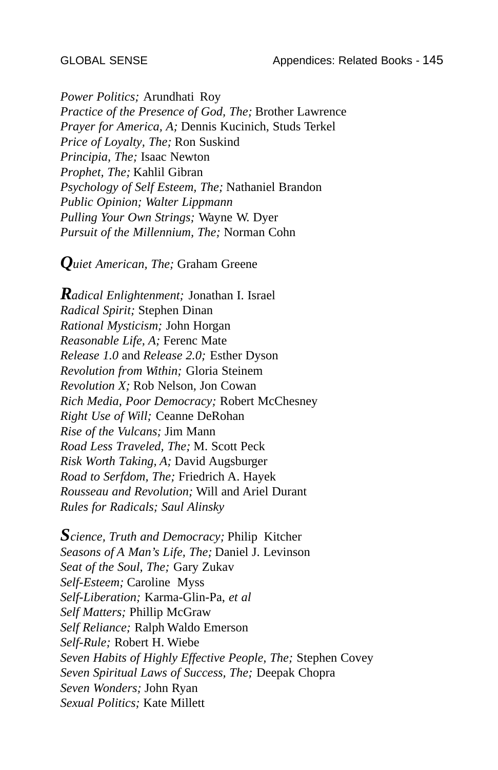*Power Politics;* Arundhati Roy
*Practice of the Presence of God, The;* Brother Lawrence
*Prayer for America, A;* Dennis Kucinich, Studs Terkel
*Price of Loyalty, The;* Ron Suskind
*Principia, The;* Isaac Newton
*Prophet, The;* Kahlil Gibran
*Psychology of Self Esteem, The;* Nathaniel Brandon
*Public Opinion; Walter Lippmann*
*Pulling Your Own Strings;* Wayne W. Dyer
*Pursuit of the Millennium, The;* Norman Cohn

***Q****uiet American, The;* Graham Greene

***R****adical Enlightenment;* Jonathan I. Israel
*Radical Spirit;* Stephen Dinan
*Rational Mysticism;* John Horgan
*Reasonable Life, A;* Ferenc Mate
*Release 1.0* and *Release 2.0;* Esther Dyson
*Revolution from Within;* Gloria Steinem
*Revolution X;* Rob Nelson, Jon Cowan
*Rich Media, Poor Democracy;* Robert McChesney
*Right Use of Will;* Ceanne DeRohan
*Rise of the Vulcans;* Jim Mann
*Road Less Traveled, The;* M. Scott Peck
*Risk Worth Taking, A;* David Augsburger
*Road to Serfdom, The;* Friedrich A. Hayek
*Rousseau and Revolution;* Will and Ariel Durant
*Rules for Radicals; Saul Alinsky*

***S****cience, Truth and Democracy;* Philip Kitcher
*Seasons of A Man's Life, The;* Daniel J. Levinson
*Seat of the Soul, The;* Gary Zukav
*Self-Esteem;* Caroline Myss
*Self-Liberation;* Karma-Glin-Pa, *et al*
*Self Matters;* Phillip McGraw
*Self Reliance;* Ralph Waldo Emerson
*Self-Rule;* Robert H. Wiebe
*Seven Habits of Highly Effective People, The;* Stephen Covey
*Seven Spiritual Laws of Success, The;* Deepak Chopra
*Seven Wonders;* John Ryan
*Sexual Politics;* Kate Millett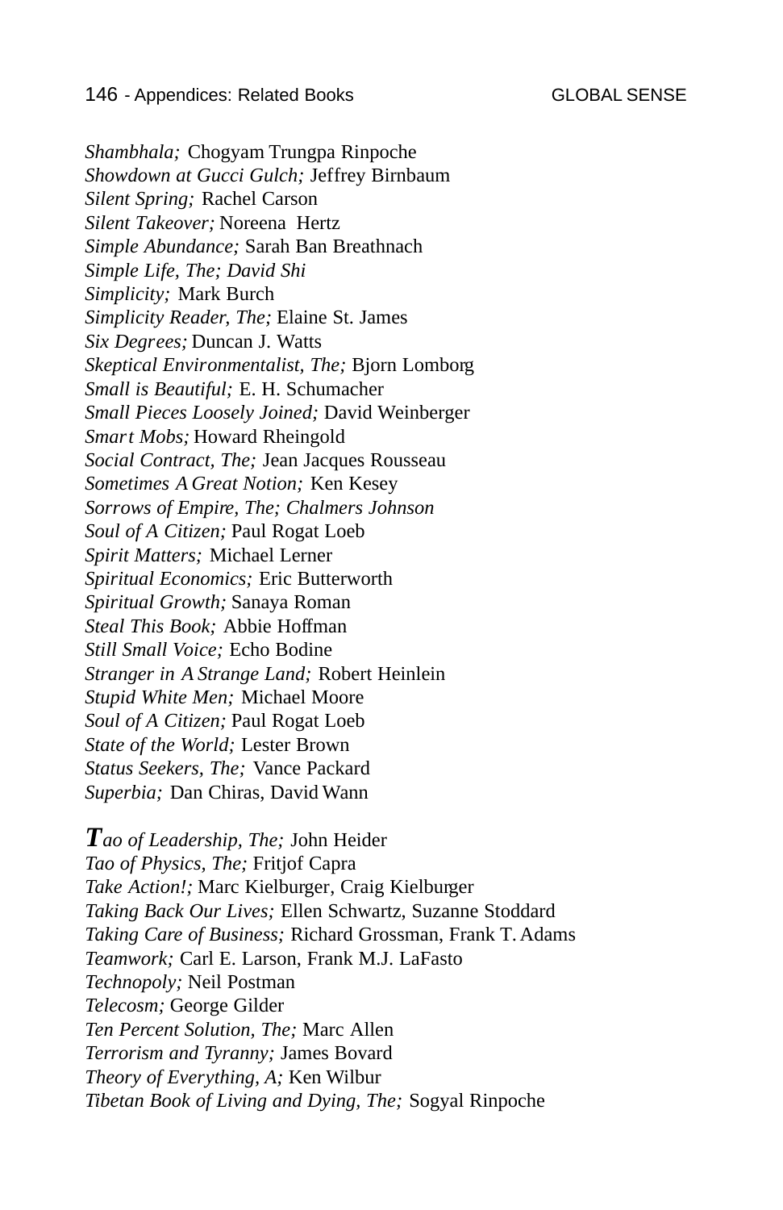*Shambhala;* Chogyam Trungpa Rinpoche
*Showdown at Gucci Gulch;* Jeffrey Birnbaum
*Silent Spring;* Rachel Carson
*Silent Takeover;* Noreena Hertz
*Simple Abundance;* Sarah Ban Breathnach
*Simple Life, The; David Shi*
*Simplicity;* Mark Burch
*Simplicity Reader, The;* Elaine St. James
*Six Degrees;* Duncan J. Watts
*Skeptical Environmentalist, The;* Bjorn Lomborg
*Small is Beautiful;* E. H. Schumacher
*Small Pieces Loosely Joined;* David Weinberger
*Smart Mobs;* Howard Rheingold
*Social Contract, The;* Jean Jacques Rousseau
*Sometimes A Great Notion;* Ken Kesey
*Sorrows of Empire, The; Chalmers Johnson*
*Soul of A Citizen;* Paul Rogat Loeb
*Spirit Matters;* Michael Lerner
*Spiritual Economics;* Eric Butterworth
*Spiritual Growth;* Sanaya Roman
*Steal This Book;* Abbie Hoffman
*Still Small Voice;* Echo Bodine
*Stranger in A Strange Land;* Robert Heinlein
*Stupid White Men;* Michael Moore
*Soul of A Citizen;* Paul Rogat Loeb
*State of the World;* Lester Brown
*Status Seekers, The;* Vance Packard
*Superbia;* Dan Chiras, David Wann

***T****ao of Leadership, The;* John Heider
*Tao of Physics, The;* Fritjof Capra
*Take Action!;* Marc Kielburger, Craig Kielburger
*Taking Back Our Lives;* Ellen Schwartz, Suzanne Stoddard
*Taking Care of Business;* Richard Grossman, Frank T. Adams
*Teamwork;* Carl E. Larson, Frank M.J. LaFasto
*Technopoly;* Neil Postman
*Telecosm;* George Gilder
*Ten Percent Solution, The;* Marc Allen
*Terrorism and Tyranny;* James Bovard
*Theory of Everything, A;* Ken Wilbur
*Tibetan Book of Living and Dying, The;* Sogyal Rinpoche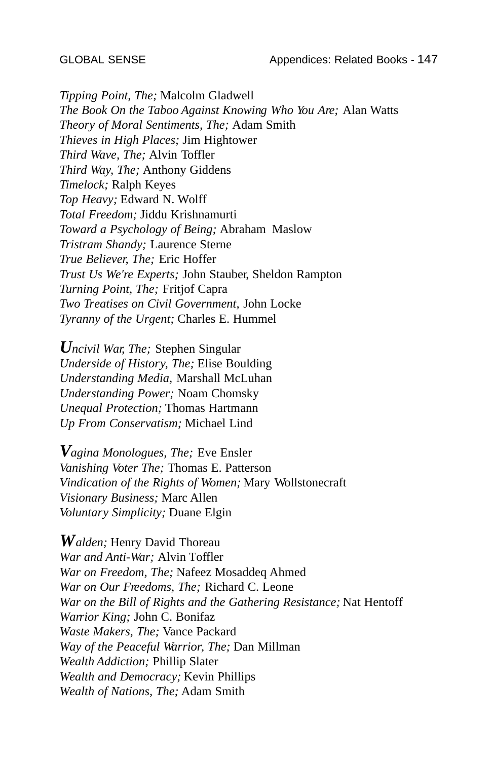*Tipping Point, The;* Malcolm Gladwell
*The Book On the Taboo Against Knowing Who You Are;* Alan Watts
*Theory of Moral Sentiments, The;* Adam Smith
*Thieves in High Places;* Jim Hightower
*Third Wave, The;* Alvin Toffler
*Third Way, The;* Anthony Giddens
*Timelock;* Ralph Keyes
*Top Heavy;* Edward N. Wolff
*Total Freedom;* Jiddu Krishnamurti
*Toward a Psychology of Being;* Abraham Maslow
*Tristram Shandy;* Laurence Sterne
*True Believer, The;* Eric Hoffer
*Trust Us We're Experts;* John Stauber, Sheldon Rampton
*Turning Point, The;* Fritjof Capra
*Two Treatises on Civil Government,* John Locke
*Tyranny of the Urgent;* Charles E. Hummel

***U****ncivil War, The;* Stephen Singular
*Underside of History, The;* Elise Boulding
*Understanding Media,* Marshall McLuhan
*Understanding Power;* Noam Chomsky
*Unequal Protection;* Thomas Hartmann
*Up From Conservatism;* Michael Lind

***V****agina Monologues, The;* Eve Ensler
*Vanishing Voter The;* Thomas E. Patterson
*Vindication of the Rights of Women;* Mary Wollstonecraft
*Visionary Business;* Marc Allen
*Voluntary Simplicity;* Duane Elgin

***W****alden;* Henry David Thoreau
*War and Anti-War;* Alvin Toffler
*War on Freedom, The;* Nafeez Mosaddeq Ahmed
*War on Our Freedoms, The;* Richard C. Leone
*War on the Bill of Rights and the Gathering Resistance;* Nat Hentoff
*Warrior King;* John C. Bonifaz
*Waste Makers, The;* Vance Packard
*Way of the Peaceful Warrior, The;* Dan Millman
*Wealth Addiction;* Phillip Slater
*Wealth and Democracy;* Kevin Phillips
*Wealth of Nations, The;* Adam Smith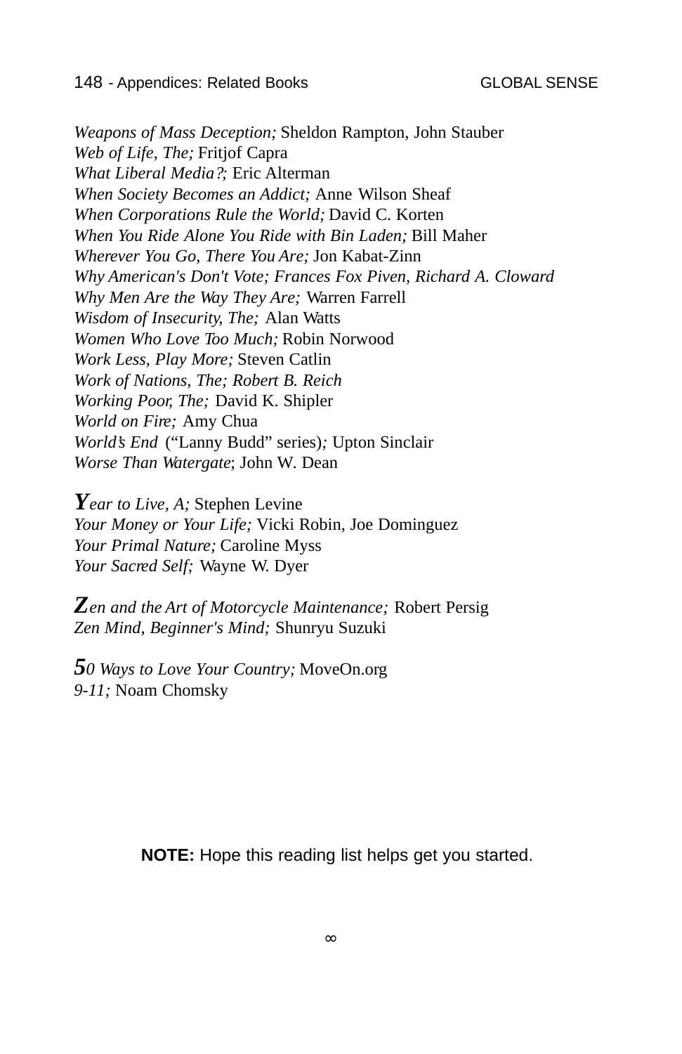*Weapons of Mass Deception;* Sheldon Rampton, John Stauber
*Web of Life, The;* Fritjof Capra
*What Liberal Media?;* Eric Alterman
*When Society Becomes an Addict;* Anne Wilson Sheaf
*When Corporations Rule the World;* David C. Korten
*When You Ride Alone You Ride with Bin Laden;* Bill Maher
*Wherever You Go, There You Are;* Jon Kabat-Zinn
*Why American's Don't Vote; Frances Fox Piven, Richard A. Cloward*
*Why Men Are the Way They Are;* Warren Farrell
*Wisdom of Insecurity, The;* Alan Watts
*Women Who Love Too Much;* Robin Norwood
*Work Less, Play More;* Steven Catlin
*Work of Nations, The; Robert B. Reich*
*Working Poor, The;* David K. Shipler
*World on Fire;* Amy Chua
*World's End* ("Lanny Budd" series)*;* Upton Sinclair
*Worse Than Watergate*; John W. Dean

***Y****ear to Live, A;* Stephen Levine
*Your Money or Your Life;* Vicki Robin, Joe Dominguez
*Your Primal Nature;* Caroline Myss
*Your Sacred Self;* Wayne W. Dyer

***Z****en and the Art of Motorcycle Maintenance;* Robert Persig
*Zen Mind, Beginner's Mind;* Shunryu Suzuki

***5****0 Ways to Love Your Country;* MoveOn.org
*9-11;* Noam Chomsky

**NOTE:** Hope this reading list helps get you started.

∞